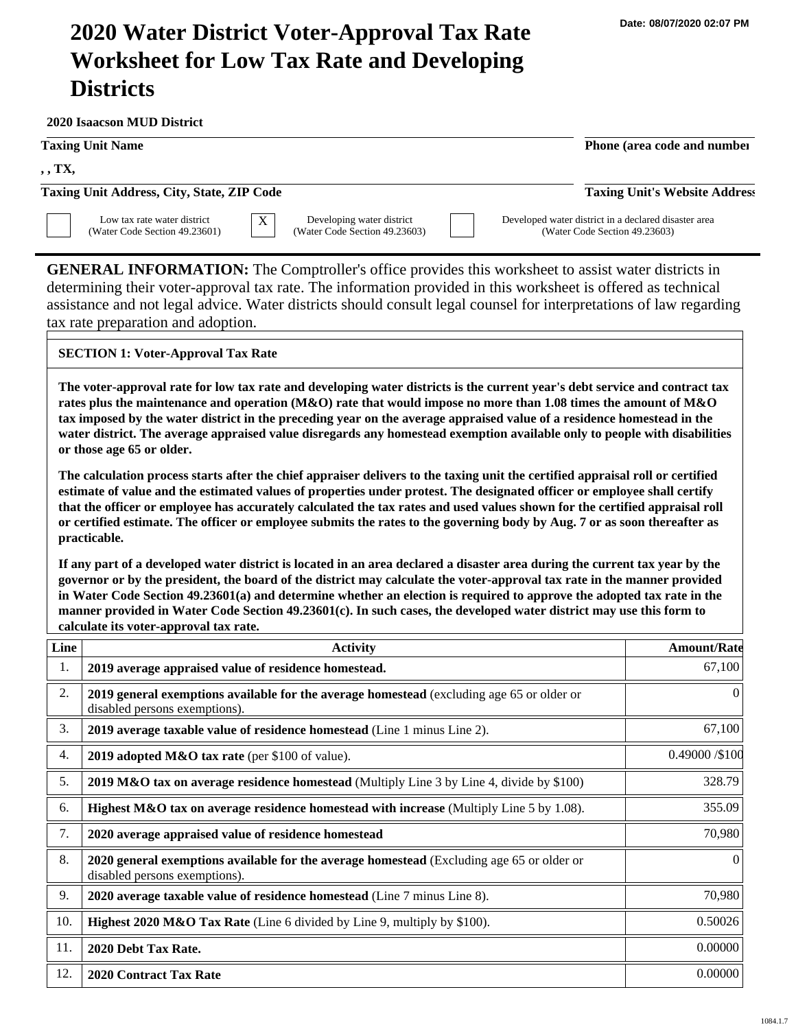Date: 08/07/2020 02:07 PM

# 2020 Water District Voter-Approval Tax Rate Worksheet for Low Tax Rate and Developing Districts

**2020 Isaacson MUD District**

| | |
|---|---|
| **Taxing Unit Name** | **Phone (area code and number)** |
| , , TX, | |
| **Taxing Unit Address, City, State, ZIP Code** | **Taxing Unit's Website Address** |

☐ Low tax rate water district (Water Code Section 49.23601)
☒ Developing water district (Water Code Section 49.23603)
☐ Developed water district in a declared disaster area (Water Code Section 49.23603)

**GENERAL INFORMATION:** The Comptroller's office provides this worksheet to assist water districts in determining their voter-approval tax rate. The information provided in this worksheet is offered as technical assistance and not legal advice. Water districts should consult legal counsel for interpretations of law regarding tax rate preparation and adoption.

## SECTION 1: Voter-Approval Tax Rate

**The voter-approval rate for low tax rate and developing water districts is the current year's debt service and contract tax rates plus the maintenance and operation (M&O) rate that would impose no more than 1.08 times the amount of M&O tax imposed by the water district in the preceding year on the average appraised value of a residence homestead in the water district. The average appraised value disregards any homestead exemption available only to people with disabilities or those age 65 or older.**

**The calculation process starts after the chief appraiser delivers to the taxing unit the certified appraisal roll or certified estimate of value and the estimated values of properties under protest. The designated officer or employee shall certify that the officer or employee has accurately calculated the tax rates and used values shown for the certified appraisal roll or certified estimate. The officer or employee submits the rates to the governing body by Aug. 7 or as soon thereafter as practicable.**

**If any part of a developed water district is located in an area declared a disaster area during the current tax year by the governor or by the president, the board of the district may calculate the voter-approval tax rate in the manner provided in Water Code Section 49.23601(a) and determine whether an election is required to approve the adopted tax rate in the manner provided in Water Code Section 49.23601(c). In such cases, the developed water district may use this form to calculate its voter-approval tax rate.**

| Line | Activity | Amount/Rate |
|---|---|---|
| 1. | **2019 average appraised value of residence homestead.** | 67,100 |
| 2. | **2019 general exemptions available for the average homestead** (excluding age 65 or older or disabled persons exemptions). | 0 |
| 3. | **2019 average taxable value of residence homestead** (Line 1 minus Line 2). | 67,100 |
| 4. | **2019 adopted M&O tax rate** (per $100 of value). | 0.49000 /$100 |
| 5. | **2019 M&O tax on average residence homestead** (Multiply Line 3 by Line 4, divide by $100) | 328.79 |
| 6. | **Highest M&O tax on average residence homestead with increase** (Multiply Line 5 by 1.08). | 355.09 |
| 7. | **2020 average appraised value of residence homestead** | 70,980 |
| 8. | **2020 general exemptions available for the average homestead** (Excluding age 65 or older or disabled persons exemptions). | 0 |
| 9. | **2020 average taxable value of residence homestead** (Line 7 minus Line 8). | 70,980 |
| 10. | **Highest 2020 M&O Tax Rate** (Line 6 divided by Line 9, multiply by $100). | 0.50026 |
| 11. | **2020 Debt Tax Rate.** | 0.00000 |
| 12. | **2020 Contract Tax Rate** | 0.00000 |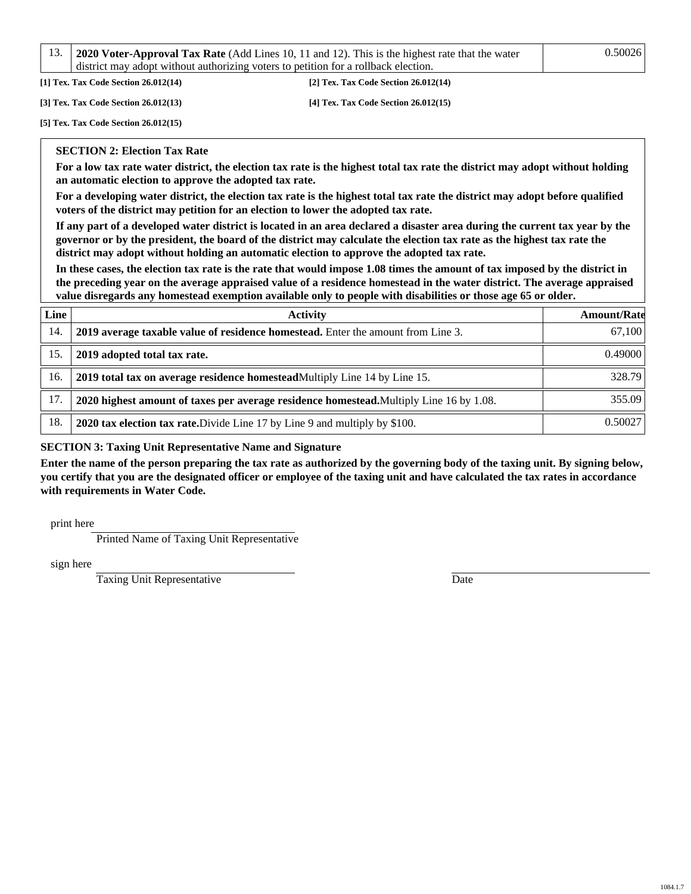| | | |
|---|---|---|
| 13. | **2020 Voter-Approval Tax Rate** (Add Lines 10, 11 and 12). This is the highest rate that the water district may adopt without authorizing voters to petition for a rollback election. | 0.50026 |

**[1] Tex. Tax Code Section 26.012(14)**

**[2] Tex. Tax Code Section 26.012(14)**

**[3] Tex. Tax Code Section 26.012(13)**

**[4] Tex. Tax Code Section 26.012(15)**

**[5] Tex. Tax Code Section 26.012(15)**

**SECTION 2: Election Tax Rate**

**For a low tax rate water district, the election tax rate is the highest total tax rate the district may adopt without holding an automatic election to approve the adopted tax rate.**

**For a developing water district, the election tax rate is the highest total tax rate the district may adopt before qualified voters of the district may petition for an election to lower the adopted tax rate.**

**If any part of a developed water district is located in an area declared a disaster area during the current tax year by the governor or by the president, the board of the district may calculate the election tax rate as the highest tax rate the district may adopt without holding an automatic election to approve the adopted tax rate.**

**In these cases, the election tax rate is the rate that would impose 1.08 times the amount of tax imposed by the district in the preceding year on the average appraised value of a residence homestead in the water district. The average appraised value disregards any homestead exemption available only to people with disabilities or those age 65 or older.**

| Line | Activity | Amount/Rate |
|---|---|---|
| 14. | **2019 average taxable value of residence homestead.** Enter the amount from Line 3. | 67,100 |
| 15. | **2019 adopted total tax rate.** | 0.49000 |
| 16. | **2019 total tax on average residence homestead**Multiply Line 14 by Line 15. | 328.79 |
| 17. | **2020 highest amount of taxes per average residence homestead.**Multiply Line 16 by 1.08. | 355.09 |
| 18. | **2020 tax election tax rate.**Divide Line 17 by Line 9 and multiply by $100. | 0.50027 |

**SECTION 3: Taxing Unit Representative Name and Signature**

**Enter the name of the person preparing the tax rate as authorized by the governing body of the taxing unit. By signing below, you certify that you are the designated officer or employee of the taxing unit and have calculated the tax rates in accordance with requirements in Water Code.**

print here ______________________________

Printed Name of Taxing Unit Representative

sign here ______________________________

Taxing Unit Representative

______________________________

Date